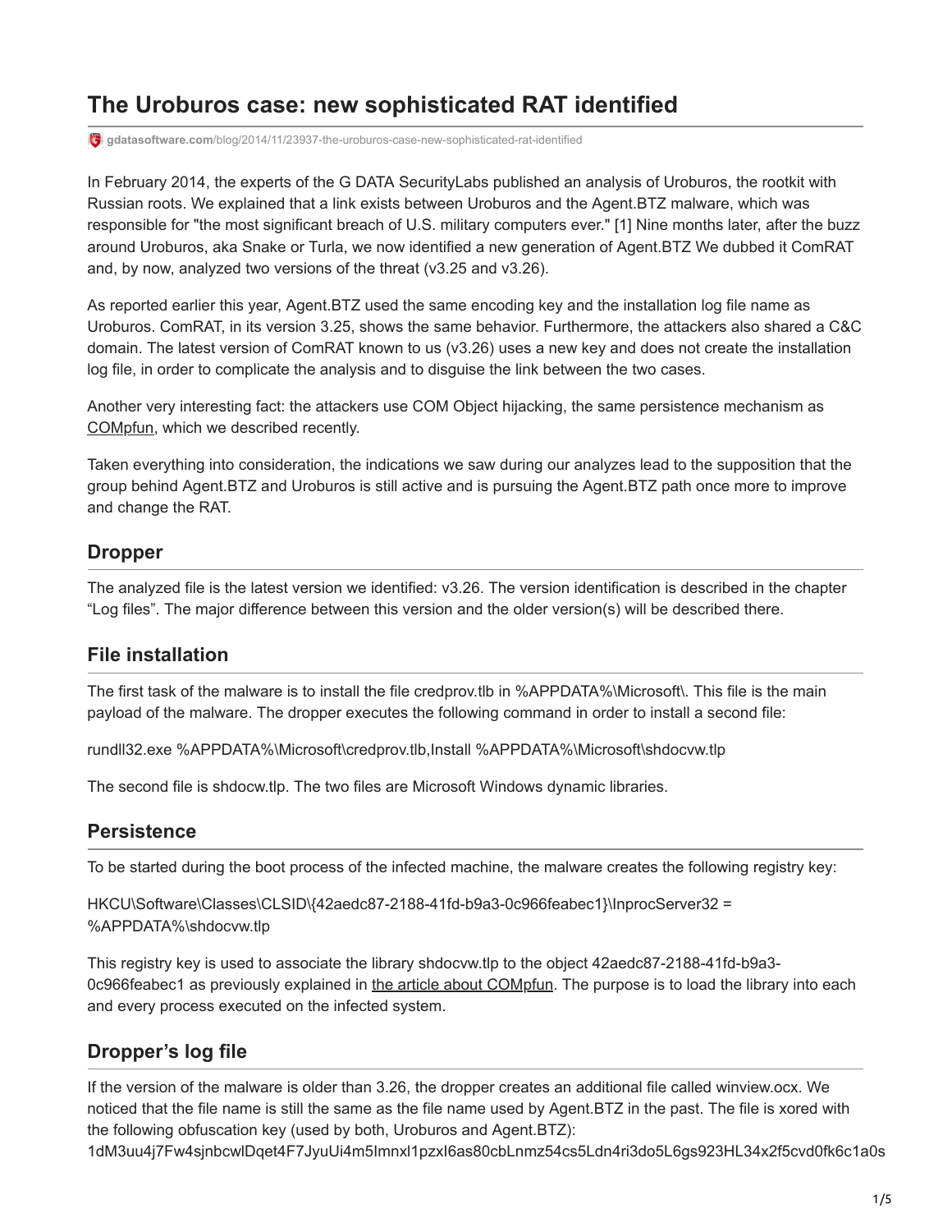# The Uroburos case: new sophisticated RAT identified

gdatasoftware.com/blog/2014/11/23937-the-uroburos-case-new-sophisticated-rat-identified

In February 2014, the experts of the G DATA SecurityLabs published an analysis of Uroburos, the rootkit with Russian roots. We explained that a link exists between Uroburos and the Agent.BTZ malware, which was responsible for "the most significant breach of U.S. military computers ever." [1] Nine months later, after the buzz around Uroburos, aka Snake or Turla, we now identified a new generation of Agent.BTZ We dubbed it ComRAT and, by now, analyzed two versions of the threat (v3.25 and v3.26).

As reported earlier this year, Agent.BTZ used the same encoding key and the installation log file name as Uroburos. ComRAT, in its version 3.25, shows the same behavior. Furthermore, the attackers also shared a C&C domain. The latest version of ComRAT known to us (v3.26) uses a new key and does not create the installation log file, in order to complicate the analysis and to disguise the link between the two cases.

Another very interesting fact: the attackers use COM Object hijacking, the same persistence mechanism as COMpfun, which we described recently.

Taken everything into consideration, the indications we saw during our analyzes lead to the supposition that the group behind Agent.BTZ and Uroburos is still active and is pursuing the Agent.BTZ path once more to improve and change the RAT.

## Dropper

The analyzed file is the latest version we identified: v3.26. The version identification is described in the chapter “Log files”. The major difference between this version and the older version(s) will be described there.

## File installation

The first task of the malware is to install the file credprov.tlb in %APPDATA%\Microsoft\. This file is the main payload of the malware. The dropper executes the following command in order to install a second file:

rundll32.exe %APPDATA%\Microsoft\credprov.tlb,Install %APPDATA%\Microsoft\shdocvw.tlp

The second file is shdocw.tlp. The two files are Microsoft Windows dynamic libraries.

## Persistence

To be started during the boot process of the infected machine, the malware creates the following registry key:

HKCU\Software\Classes\CLSID\{42aedc87-2188-41fd-b9a3-0c966feabec1}\InprocServer32 = %APPDATA%\shdocvw.tlp

This registry key is used to associate the library shdocvw.tlp to the object 42aedc87-2188-41fd-b9a3-0c966feabec1 as previously explained in the article about COMpfun. The purpose is to load the library into each and every process executed on the infected system.

## Dropper’s log file

If the version of the malware is older than 3.26, the dropper creates an additional file called winview.ocx. We noticed that the file name is still the same as the file name used by Agent.BTZ in the past. The file is xored with the following obfuscation key (used by both, Uroburos and Agent.BTZ):
1dM3uu4j7Fw4sjnbcwlDqet4F7JyuUi4m5Imnxl1pzxI6as80cbLnmz54cs5Ldn4ri3do5L6gs923HL34x2f5cvd0fk6c1a0s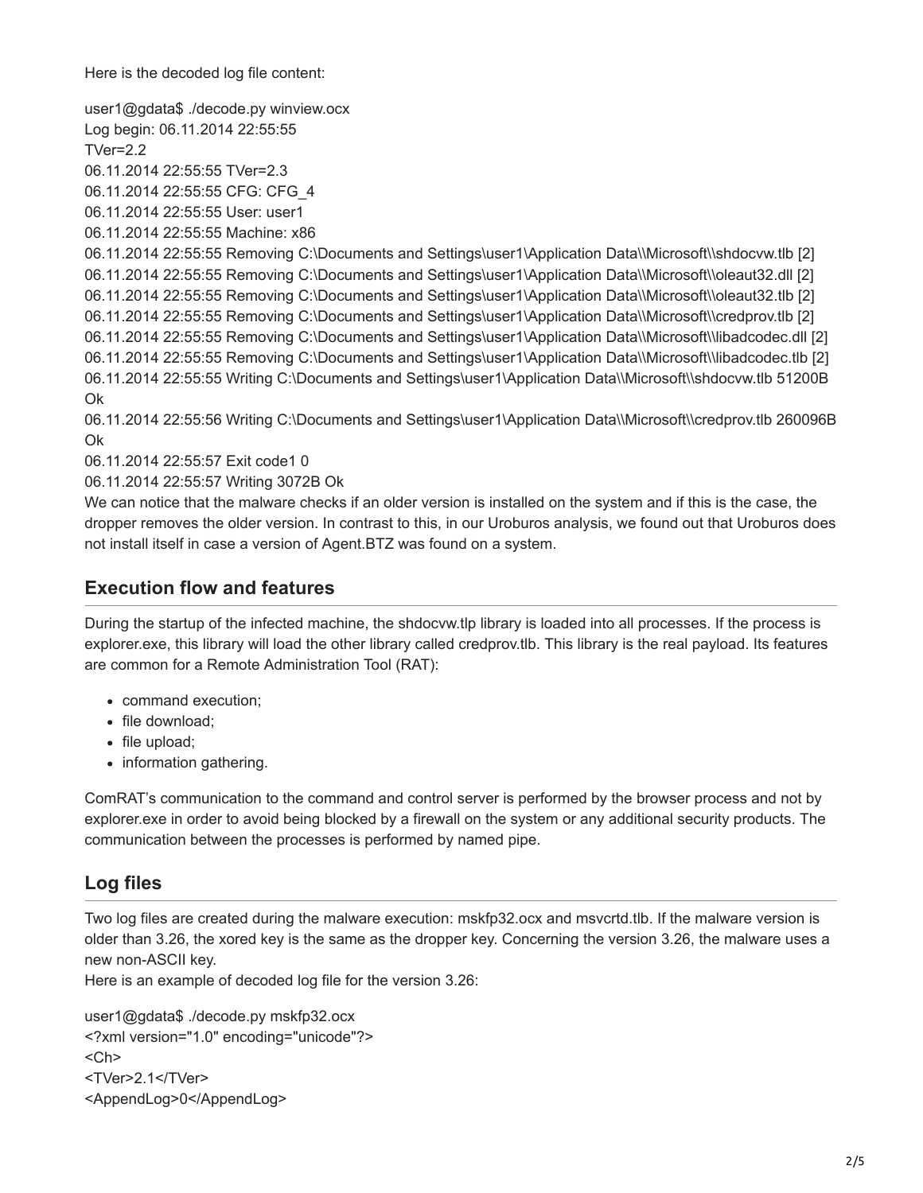Here is the decoded log file content:

```
user1@gdata$ ./decode.py winview.ocx
Log begin: 06.11.2014 22:55:55
TVer=2.2
06.11.2014 22:55:55 TVer=2.3
06.11.2014 22:55:55 CFG: CFG_4
06.11.2014 22:55:55 User: user1
06.11.2014 22:55:55 Machine: x86
06.11.2014 22:55:55 Removing C:\Documents and Settings\user1\Application Data\\Microsoft\\shdocvw.tlb [2]
06.11.2014 22:55:55 Removing C:\Documents and Settings\user1\Application Data\\Microsoft\\oleaut32.dll [2]
06.11.2014 22:55:55 Removing C:\Documents and Settings\user1\Application Data\\Microsoft\\oleaut32.tlb [2]
06.11.2014 22:55:55 Removing C:\Documents and Settings\user1\Application Data\\Microsoft\\credprov.tlb [2]
06.11.2014 22:55:55 Removing C:\Documents and Settings\user1\Application Data\\Microsoft\\libadcodec.dll [2]
06.11.2014 22:55:55 Removing C:\Documents and Settings\user1\Application Data\\Microsoft\\libadcodec.tlb [2]
06.11.2014 22:55:55 Writing C:\Documents and Settings\user1\Application Data\\Microsoft\\shdocvw.tlb 51200B Ok
06.11.2014 22:55:56 Writing C:\Documents and Settings\user1\Application Data\\Microsoft\\credprov.tlb 260096B Ok
06.11.2014 22:55:57 Exit code1 0
06.11.2014 22:55:57 Writing 3072B Ok
```

We can notice that the malware checks if an older version is installed on the system and if this is the case, the dropper removes the older version. In contrast to this, in our Uroburos analysis, we found out that Uroburos does not install itself in case a version of Agent.BTZ was found on a system.

## Execution flow and features

During the startup of the infected machine, the shdocvw.tlp library is loaded into all processes. If the process is explorer.exe, this library will load the other library called credprov.tlb. This library is the real payload. Its features are common for a Remote Administration Tool (RAT):

- command execution;
- file download;
- file upload;
- information gathering.

ComRAT's communication to the command and control server is performed by the browser process and not by explorer.exe in order to avoid being blocked by a firewall on the system or any additional security products. The communication between the processes is performed by named pipe.

## Log files

Two log files are created during the malware execution: mskfp32.ocx and msvcrtd.tlb. If the malware version is older than 3.26, the xored key is the same as the dropper key. Concerning the version 3.26, the malware uses a new non-ASCII key.
Here is an example of decoded log file for the version 3.26:

```
user1@gdata$ ./decode.py mskfp32.ocx
<?xml version="1.0" encoding="unicode"?>
<Ch>
<TVer>2.1</TVer>
<AppendLog>0</AppendLog>
```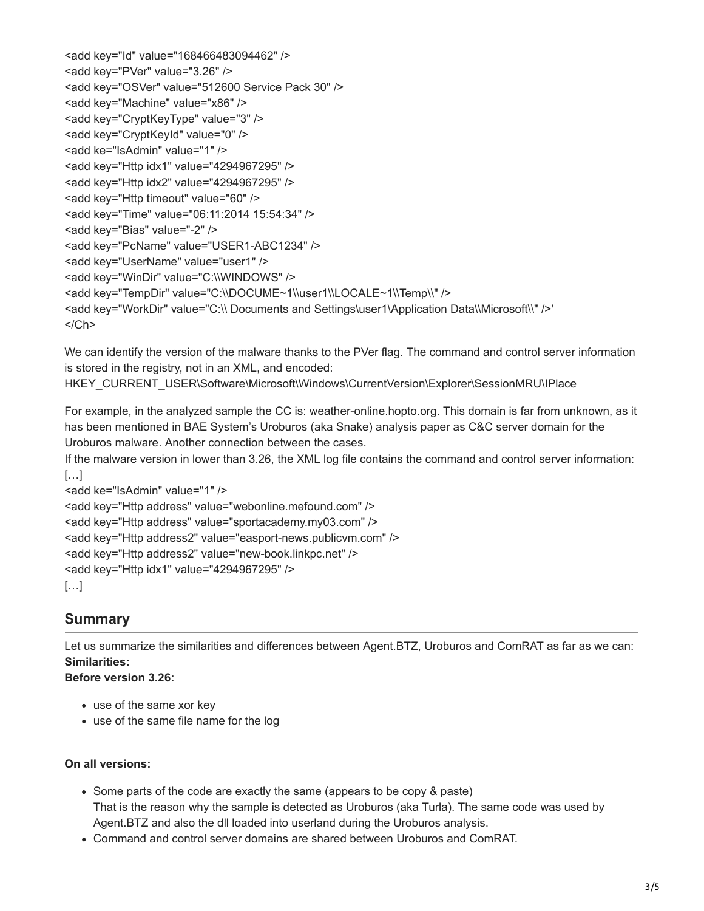```
<add key="Id" value="168466483094462" />
<add key="PVer" value="3.26" />
<add key="OSVer" value="512600 Service Pack 30" />
<add key="Machine" value="x86" />
<add key="CryptKeyType" value="3" />
<add key="CryptKeyId" value="0" />
<add ke="IsAdmin" value="1" />
<add key="Http idx1" value="4294967295" />
<add key="Http idx2" value="4294967295" />
<add key="Http timeout" value="60" />
<add key="Time" value="06:11:2014 15:54:34" />
<add key="Bias" value="-2" />
<add key="PcName" value="USER1-ABC1234" />
<add key="UserName" value="user1" />
<add key="WinDir" value="C:\\WINDOWS" />
<add key="TempDir" value="C:\\DOCUME~1\\user1\\LOCALE~1\\Temp\\" />
<add key="WorkDir" value="C:\\ Documents and Settings\user1\Application Data\\Microsoft\\" />'
</Ch>
```

We can identify the version of the malware thanks to the PVer flag. The command and control server information is stored in the registry, not in an XML, and encoded:
HKEY_CURRENT_USER\Software\Microsoft\Windows\CurrentVersion\Explorer\SessionMRU\IPlace

For example, in the analyzed sample the CC is: weather-online.hopto.org. This domain is far from unknown, as it has been mentioned in BAE System's Uroburos (aka Snake) analysis paper as C&C server domain for the Uroburos malware. Another connection between the cases.
If the malware version in lower than 3.26, the XML log file contains the command and control server information:

```
[…]
<add ke="IsAdmin" value="1" />
<add key="Http address" value="webonline.mefound.com" />
<add key="Http address" value="sportacademy.my03.com" />
<add key="Http address2" value="easport-news.publicvm.com" />
<add key="Http address2" value="new-book.linkpc.net" />
<add key="Http idx1" value="4294967295" />
[…]
```

## Summary

Let us summarize the similarities and differences between Agent.BTZ, Uroburos and ComRAT as far as we can:
**Similarities:**
**Before version 3.26:**

- use of the same xor key
- use of the same file name for the log

**On all versions:**

- Some parts of the code are exactly the same (appears to be copy & paste)
  That is the reason why the sample is detected as Uroburos (aka Turla). The same code was used by Agent.BTZ and also the dll loaded into userland during the Uroburos analysis.
- Command and control server domains are shared between Uroburos and ComRAT.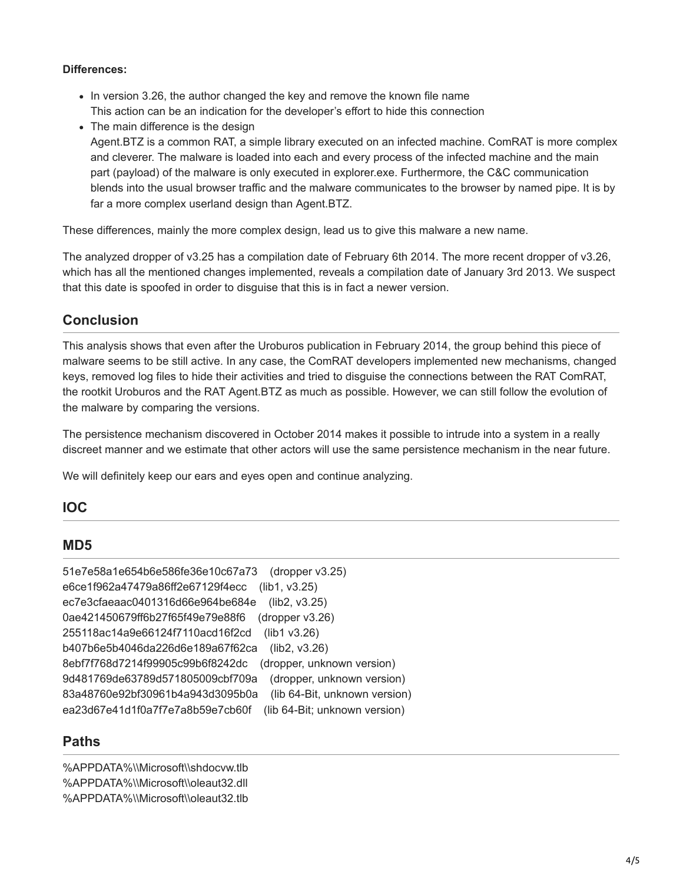**Differences:**

- In version 3.26, the author changed the key and remove the known file name
  This action can be an indication for the developer's effort to hide this connection
- The main difference is the design
  Agent.BTZ is a common RAT, a simple library executed on an infected machine. ComRAT is more complex and cleverer. The malware is loaded into each and every process of the infected machine and the main part (payload) of the malware is only executed in explorer.exe. Furthermore, the C&C communication blends into the usual browser traffic and the malware communicates to the browser by named pipe. It is by far a more complex userland design than Agent.BTZ.

These differences, mainly the more complex design, lead us to give this malware a new name.

The analyzed dropper of v3.25 has a compilation date of February 6th 2014. The more recent dropper of v3.26, which has all the mentioned changes implemented, reveals a compilation date of January 3rd 2013. We suspect that this date is spoofed in order to disguise that this is in fact a newer version.

## Conclusion

This analysis shows that even after the Uroburos publication in February 2014, the group behind this piece of malware seems to be still active. In any case, the ComRAT developers implemented new mechanisms, changed keys, removed log files to hide their activities and tried to disguise the connections between the RAT ComRAT, the rootkit Uroburos and the RAT Agent.BTZ as much as possible. However, we can still follow the evolution of the malware by comparing the versions.

The persistence mechanism discovered in October 2014 makes it possible to intrude into a system in a really discreet manner and we estimate that other actors will use the same persistence mechanism in the near future.

We will definitely keep our ears and eyes open and continue analyzing.

## IOC

## MD5

51e7e58a1e654b6e586fe36e10c67a73 (dropper v3.25)
e6ce1f962a47479a86ff2e67129f4ecc (lib1, v3.25)
ec7e3cfaeaac0401316d66e964be684e (lib2, v3.25)
0ae421450679ff6b27f65f49e79e88f6 (dropper v3.26)
255118ac14a9e66124f7110acd16f2cd (lib1 v3.26)
b407b6e5b4046da226d6e189a67f62ca (lib2, v3.26)
8ebf7f768d7214f99905c99b6f8242dc (dropper, unknown version)
9d481769de63789d571805009cbf709a (dropper, unknown version)
83a48760e92bf30961b4a943d3095b0a (lib 64-Bit, unknown version)
ea23d67e41d1f0a7f7e7a8b59e7cb60f (lib 64-Bit; unknown version)

## Paths

%APPDATA%\\Microsoft\\shdocvw.tlb
%APPDATA%\\Microsoft\\oleaut32.dll
%APPDATA%\\Microsoft\\oleaut32.tlb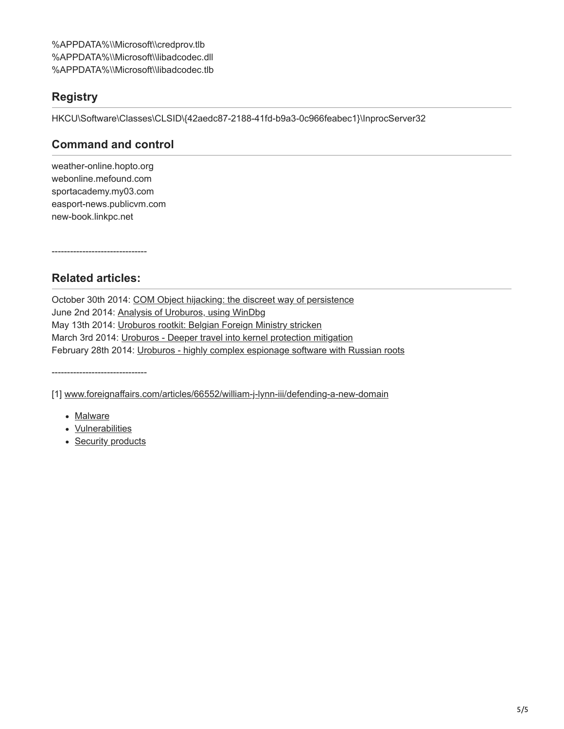%APPDATA%\\Microsoft\\credprov.tlb
%APPDATA%\\Microsoft\\libadcodec.dll
%APPDATA%\\Microsoft\\libadcodec.tlb

## Registry

HKCU\Software\Classes\CLSID\{42aedc87-2188-41fd-b9a3-0c966feabec1}\InprocServer32

## Command and control

weather-online.hopto.org
webonline.mefound.com
sportacademy.my03.com
easport-news.publicvm.com
new-book.linkpc.net

-------------------------------

## Related articles:

October 30th 2014: COM Object hijacking: the discreet way of persistence
June 2nd 2014: Analysis of Uroburos, using WinDbg
May 13th 2014: Uroburos rootkit: Belgian Foreign Ministry stricken
March 3rd 2014: Uroburos - Deeper travel into kernel protection mitigation
February 28th 2014: Uroburos - highly complex espionage software with Russian roots

-------------------------------

[1] www.foreignaffairs.com/articles/66552/william-j-lynn-iii/defending-a-new-domain

- Malware
- Vulnerabilities
- Security products